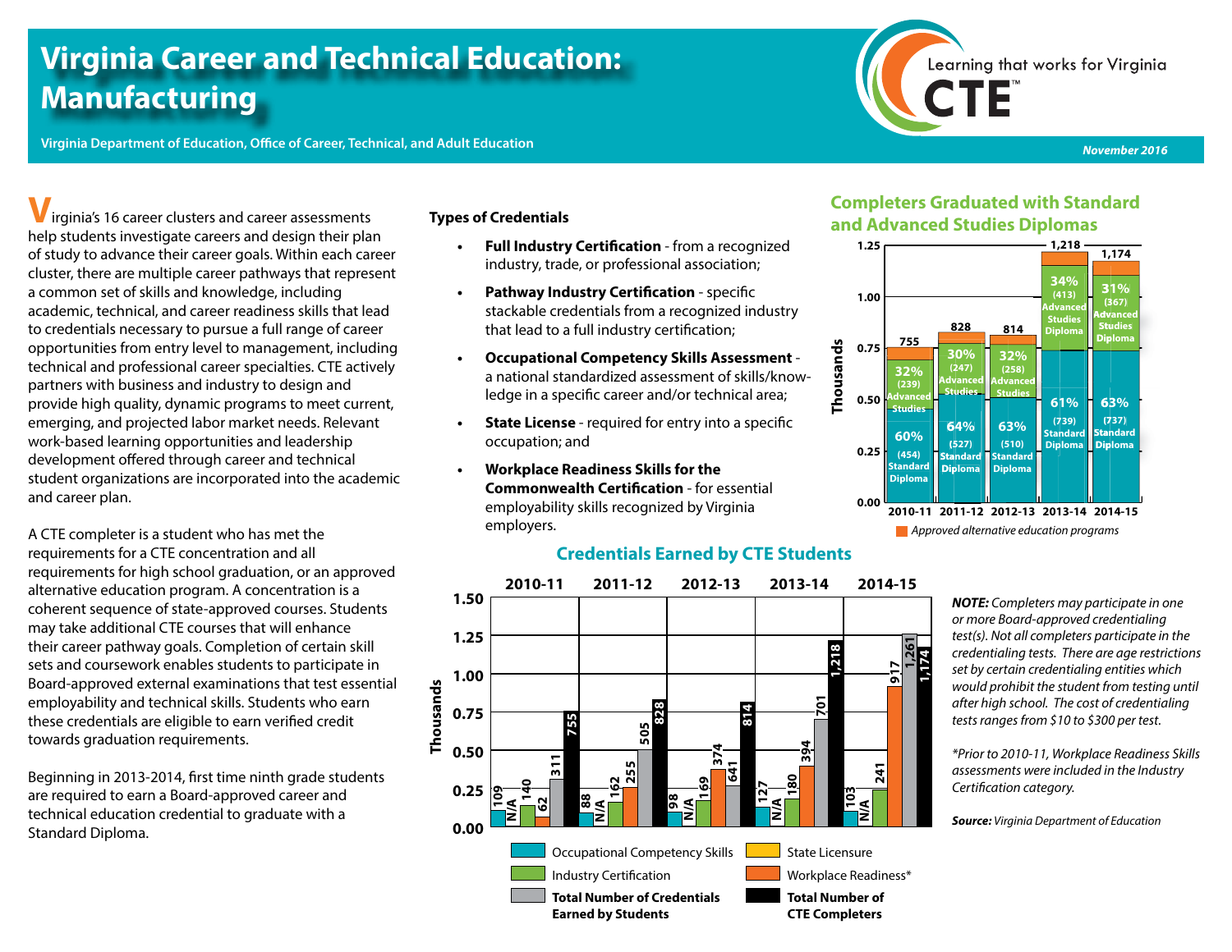# Virginia Career and Technical Education: Manufacturing

**Virginia Department of Education, Office of Career, Technical, and Adult Education**

Learning that works for Virginia CTE™

*November 2016*

Virginia's 16 career clusters and career assessments help students investigate careers and design their plan of study to advance their career goals. Within each career cluster, there are multiple career pathways that represent a common set of skills and knowledge, including academic, technical, and career readiness skills that lead to credentials necessary to pursue a full range of career opportunities from entry level to management, including technical and professional career specialties. CTE actively partners with business and industry to design and provide high quality, dynamic programs to meet current, emerging, and projected labor market needs. Relevant work-based learning opportunities and leadership development offered through career and technical student organizations are incorporated into the academic and career plan.

A CTE completer is a student who has met the requirements for a CTE concentration and all requirements for high school graduation, or an approved alternative education program. A concentration is a coherent sequence of state-approved courses. Students may take additional CTE courses that will enhance their career pathway goals. Completion of certain skill sets and coursework enables students to participate in Board-approved external examinations that test essential employability and technical skills. Students who earn these credentials are eligible to earn verified credit towards graduation requirements.

Beginning in 2013-2014, first time ninth grade students are required to earn a Board-approved career and technical education credential to graduate with a Standard Diploma.

**Types of Credentials**

- **Full Industry Certification** - from a recognized industry, trade, or professional association;
- **Pathway Industry Certification** - specific stackable credentials from a recognized industry that lead to a full industry certification;
- **Occupational Competency Skills Assessment** - a national standardized assessment of skills/knowledge in a specific career and/or technical area;
- **State License** - required for entry into a specific occupation; and
- **Workplace Readiness Skills for the Commonwealth Certification** - for essential employability skills recognized by Virginia employers.

## Completers Graduated with Standard and Advanced Studies Diplomas

| Year | Total Completers | Advanced Studies Diploma | Standard Diploma |
|---|---|---|---|
| 2010-11 | 755 | 32% (239) | 60% (454) |
| 2011-12 | 828 | 30% (247) | 64% (527) |
| 2012-13 | 814 | 32% (258) | 63% (510) |
| 2013-14 | 1,218 | 34% (413) | 61% (739) |
| 2014-15 | 1,174 | 31% (367) | 63% (737) |

*Approved alternative education programs* (remaining portion of each bar)

## Credentials Earned by CTE Students

(Thousands)

| Year | Occupational Competency Skills | State Licensure | Industry Certification | Workplace Readiness* | Total Number of Credentials Earned by Students | Total Number of CTE Completers |
|---|---|---|---|---|---|---|
| 2010-11 | 109 | N/A | 140 | 62 | 311 | 755 |
| 2011-12 | 88 | N/A | 162 | 255 | 505 | 828 |
| 2012-13 | 98 | N/A | 169 | 374 | 641 | 814 |
| 2013-14 | 127 | N/A | 180 | 394 | 701 | 1,218 |
| 2014-15 | 103 | N/A | 241 | 917 | 1,261 | 1,174 |

***NOTE:*** *Completers may participate in one or more Board-approved credentialing test(s). Not all completers participate in the credentialing tests. There are age restrictions set by certain credentialing entities which would prohibit the student from testing until after high school. The cost of credentialing tests ranges from $10 to $300 per test.*

*\*Prior to 2010-11, Workplace Readiness Skills assessments were included in the Industry Certification category.*

***Source:*** *Virginia Department of Education*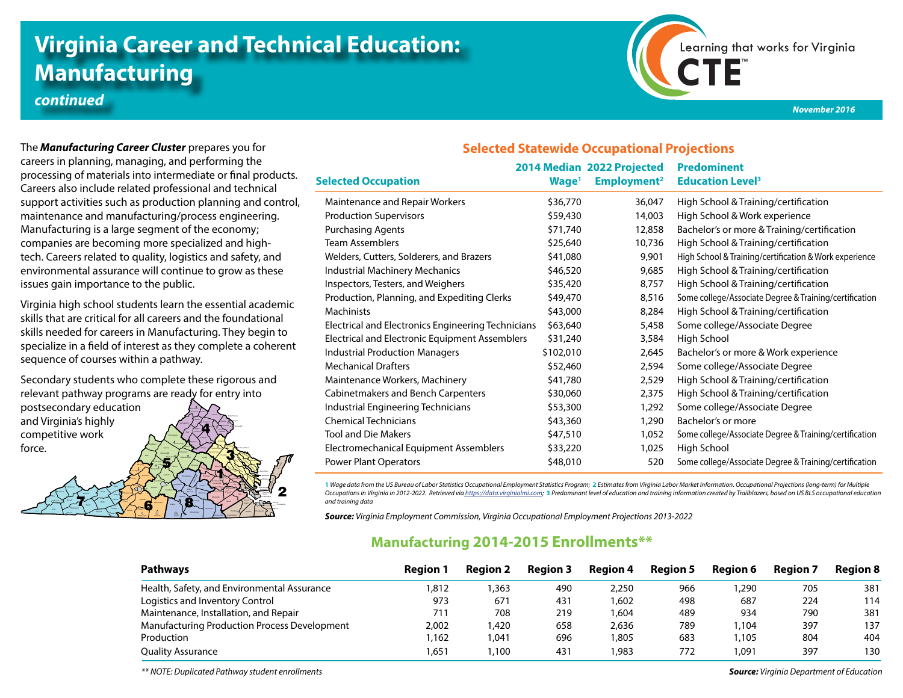# Virginia Career and Technical Education: Manufacturing

*continued*

Learning that works for Virginia CTE™

*November 2016*

The ***Manufacturing Career Cluster*** prepares you for careers in planning, managing, and performing the processing of materials into intermediate or final products. Careers also include related professional and technical support activities such as production planning and control, maintenance and manufacturing/process engineering. Manufacturing is a large segment of the economy; companies are becoming more specialized and high-tech. Careers related to quality, logistics and safety, and environmental assurance will continue to grow as these issues gain importance to the public.

Virginia high school students learn the essential academic skills that are critical for all careers and the foundational skills needed for careers in Manufacturing. They begin to specialize in a field of interest as they complete a coherent sequence of courses within a pathway.

Secondary students who complete these rigorous and relevant pathway programs are ready for entry into postsecondary education and Virginia's highly competitive work force.

## Selected Statewide Occupational Projections

| Selected Occupation | 2014 Median Wage[1] | 2022 Projected Employment[2] | Predominent Education Level[3] |
|---|---|---|---|
| Maintenance and Repair Workers | $36,770 | 36,047 | High School & Training/certification |
| Production Supervisors | $59,430 | 14,003 | High School & Work experience |
| Purchasing Agents | $71,740 | 12,858 | Bachelor's or more & Training/certification |
| Team Assemblers | $25,640 | 10,736 | High School & Training/certification |
| Welders, Cutters, Solderers, and Brazers | $41,080 | 9,901 | High School & Training/certification & Work experience |
| Industrial Machinery Mechanics | $46,520 | 9,685 | High School & Training/certification |
| Inspectors, Testers, and Weighers | $35,420 | 8,757 | High School & Training/certification |
| Production, Planning, and Expediting Clerks | $49,470 | 8,516 | Some college/Associate Degree & Training/certification |
| Machinists | $43,000 | 8,284 | High School & Training/certification |
| Electrical and Electronics Engineering Technicians | $63,640 | 5,458 | Some college/Associate Degree |
| Electrical and Electronic Equipment Assemblers | $31,240 | 3,584 | High School |
| Industrial Production Managers | $102,010 | 2,645 | Bachelor's or more & Work experience |
| Mechanical Drafters | $52,460 | 2,594 | Some college/Associate Degree |
| Maintenance Workers, Machinery | $41,780 | 2,529 | High School & Training/certification |
| Cabinetmakers and Bench Carpenters | $30,060 | 2,375 | High School & Training/certification |
| Industrial Engineering Technicians | $53,300 | 1,292 | Some college/Associate Degree |
| Chemical Technicians | $43,360 | 1,290 | Bachelor's or more |
| Tool and Die Makers | $47,510 | 1,052 | Some college/Associate Degree & Training/certification |
| Electromechanical Equipment Assemblers | $33,220 | 1,025 | High School |
| Power Plant Operators | $48,010 | 520 | Some college/Associate Degree & Training/certification |

*1 Wage data from the US Bureau of Labor Statistics Occupational Employment Statistics Program; 2 Estimates from Virginia Labor Market Information. Occupational Projections (long-term) for Multiple Occupations in Virginia in 2012-2022. Retrieved via https://data.virginialmi.com; 3 Predominant level of education and training information created by Trailblazers, based on US BLS occupational education and training data*

***Source:*** *Virginia Employment Commission, Virginia Occupational Employment Projections 2013-2022*

## Manufacturing 2014-2015 Enrollments**

| Pathways | Region 1 | Region 2 | Region 3 | Region 4 | Region 5 | Region 6 | Region 7 | Region 8 |
|---|---|---|---|---|---|---|---|---|
| Health, Safety, and Environmental Assurance | 1,812 | 1,363 | 490 | 2,250 | 966 | 1,290 | 705 | 381 |
| Logistics and Inventory Control | 973 | 671 | 431 | 1,602 | 498 | 687 | 224 | 114 |
| Maintenance, Installation, and Repair | 711 | 708 | 219 | 1,604 | 489 | 934 | 790 | 381 |
| Manufacturing Production Process Development | 2,002 | 1,420 | 658 | 2,636 | 789 | 1,104 | 397 | 137 |
| Production | 1,162 | 1,041 | 696 | 1,805 | 683 | 1,105 | 804 | 404 |
| Quality Assurance | 1,651 | 1,100 | 431 | 1,983 | 772 | 1,091 | 397 | 130 |

*** NOTE: Duplicated Pathway student enrollments*

***Source:*** *Virginia Department of Education*